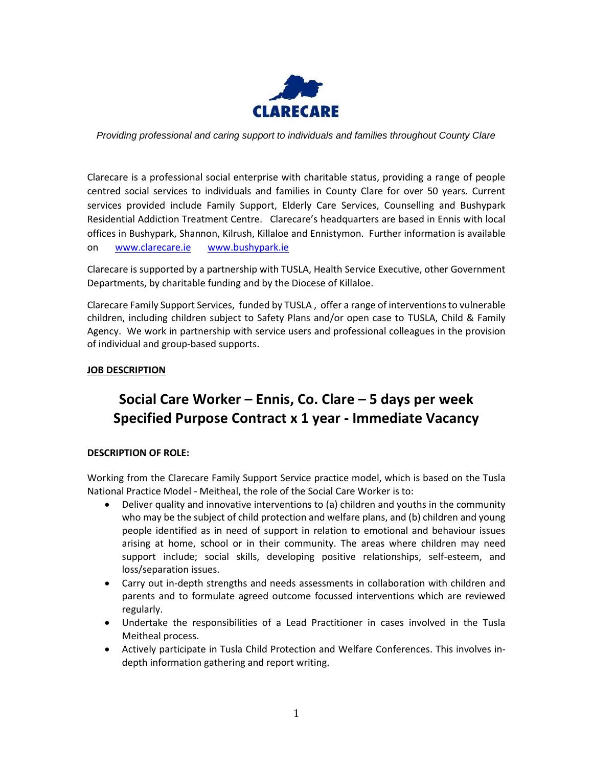**CLARECARE**

*Providing professional and caring support to individuals and families throughout County Clare*

Clarecare is a professional social enterprise with charitable status, providing a range of people centred social services to individuals and families in County Clare for over 50 years. Current services provided include Family Support, Elderly Care Services, Counselling and Bushypark Residential Addiction Treatment Centre. Clarecare's headquarters are based in Ennis with local offices in Bushypark, Shannon, Kilrush, Killaloe and Ennistymon. Further information is available on [www.clarecare.ie](http://www.clarecare.ie) [www.bushypark.ie](http://www.bushypark.ie)

Clarecare is supported by a partnership with TUSLA, Health Service Executive, other Government Departments, by charitable funding and by the Diocese of Killaloe.

Clarecare Family Support Services, funded by TUSLA , offer a range of interventions to vulnerable children, including children subject to Safety Plans and/or open case to TUSLA, Child & Family Agency. We work in partnership with service users and professional colleagues in the provision of individual and group-based supports.

**JOB DESCRIPTION**

# Social Care Worker – Ennis, Co. Clare – 5 days per week Specified Purpose Contract x 1 year - Immediate Vacancy

**DESCRIPTION OF ROLE:**

Working from the Clarecare Family Support Service practice model, which is based on the Tusla National Practice Model - Meitheal, the role of the Social Care Worker is to:

- Deliver quality and innovative interventions to (a) children and youths in the community who may be the subject of child protection and welfare plans, and (b) children and young people identified as in need of support in relation to emotional and behaviour issues arising at home, school or in their community. The areas where children may need support include; social skills, developing positive relationships, self-esteem, and loss/separation issues.
- Carry out in-depth strengths and needs assessments in collaboration with children and parents and to formulate agreed outcome focussed interventions which are reviewed regularly.
- Undertake the responsibilities of a Lead Practitioner in cases involved in the Tusla Meitheal process.
- Actively participate in Tusla Child Protection and Welfare Conferences. This involves in-depth information gathering and report writing.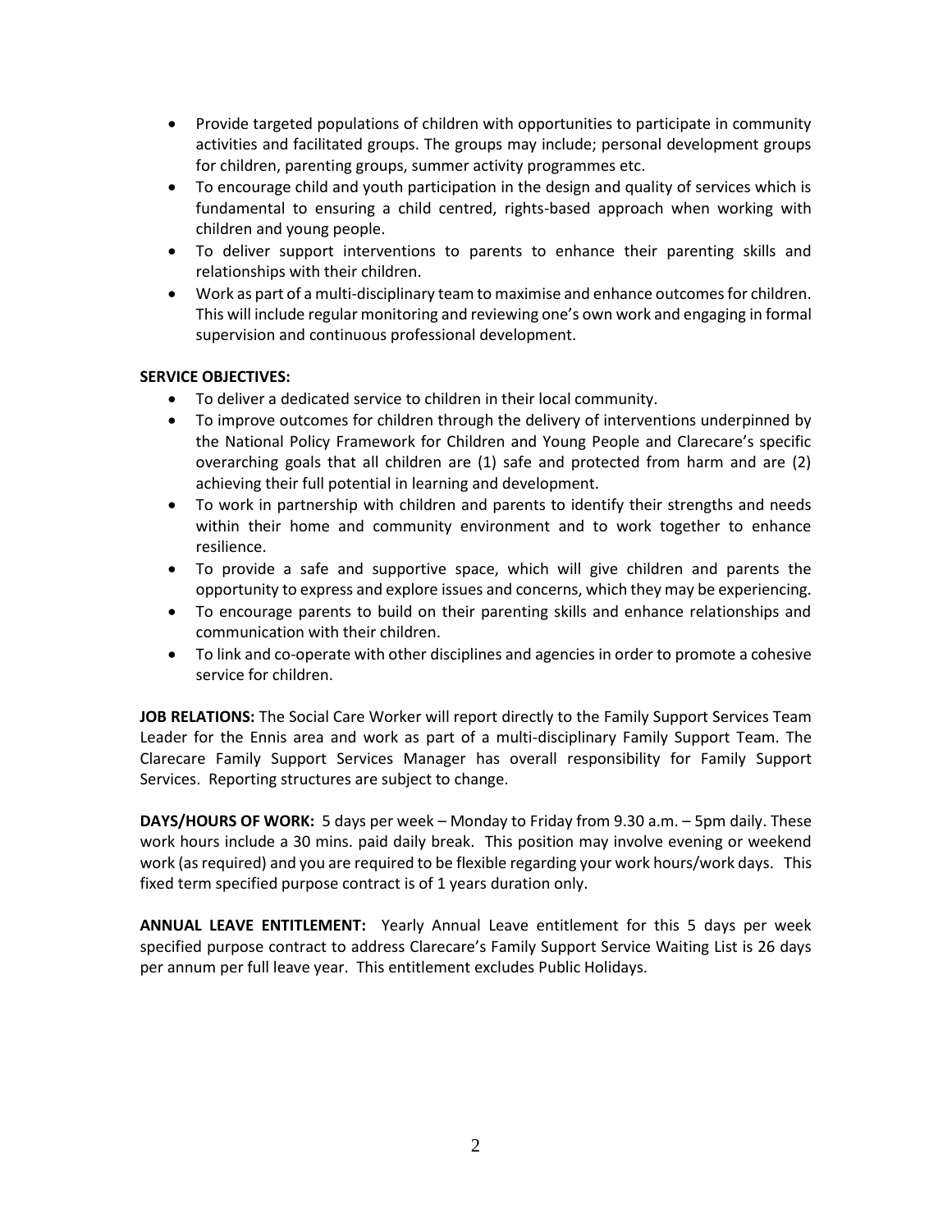- Provide targeted populations of children with opportunities to participate in community activities and facilitated groups. The groups may include; personal development groups for children, parenting groups, summer activity programmes etc.
- To encourage child and youth participation in the design and quality of services which is fundamental to ensuring a child centred, rights-based approach when working with children and young people.
- To deliver support interventions to parents to enhance their parenting skills and relationships with their children.
- Work as part of a multi-disciplinary team to maximise and enhance outcomes for children. This will include regular monitoring and reviewing one's own work and engaging in formal supervision and continuous professional development.

**SERVICE OBJECTIVES:**

- To deliver a dedicated service to children in their local community.
- To improve outcomes for children through the delivery of interventions underpinned by the National Policy Framework for Children and Young People and Clarecare's specific overarching goals that all children are (1) safe and protected from harm and are (2) achieving their full potential in learning and development.
- To work in partnership with children and parents to identify their strengths and needs within their home and community environment and to work together to enhance resilience.
- To provide a safe and supportive space, which will give children and parents the opportunity to express and explore issues and concerns, which they may be experiencing.
- To encourage parents to build on their parenting skills and enhance relationships and communication with their children.
- To link and co-operate with other disciplines and agencies in order to promote a cohesive service for children.

**JOB RELATIONS:** The Social Care Worker will report directly to the Family Support Services Team Leader for the Ennis area and work as part of a multi-disciplinary Family Support Team. The Clarecare Family Support Services Manager has overall responsibility for Family Support Services. Reporting structures are subject to change.

**DAYS/HOURS OF WORK:** 5 days per week – Monday to Friday from 9.30 a.m. – 5pm daily. These work hours include a 30 mins. paid daily break. This position may involve evening or weekend work (as required) and you are required to be flexible regarding your work hours/work days. This fixed term specified purpose contract is of 1 years duration only.

**ANNUAL LEAVE ENTITLEMENT:** Yearly Annual Leave entitlement for this 5 days per week specified purpose contract to address Clarecare's Family Support Service Waiting List is 26 days per annum per full leave year. This entitlement excludes Public Holidays.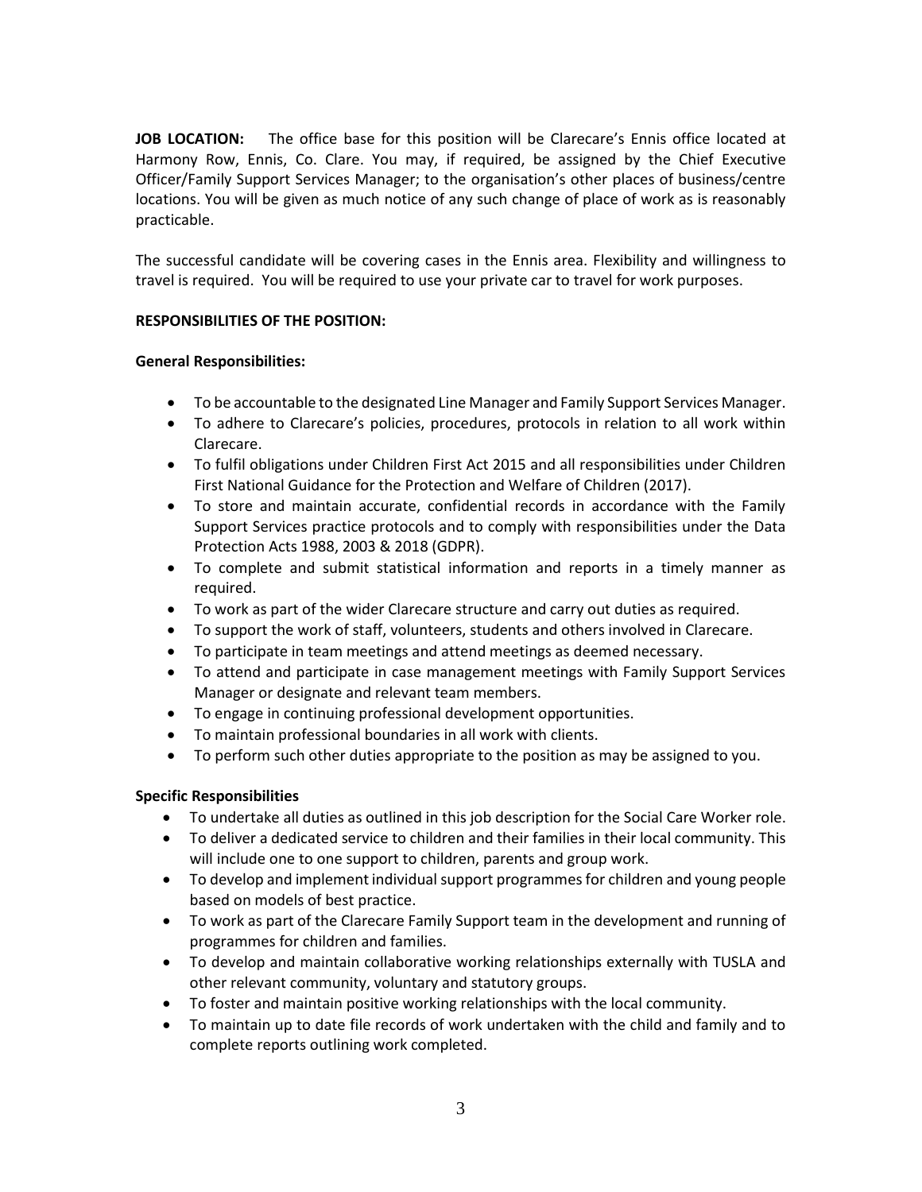**JOB LOCATION:** The office base for this position will be Clarecare's Ennis office located at Harmony Row, Ennis, Co. Clare. You may, if required, be assigned by the Chief Executive Officer/Family Support Services Manager; to the organisation's other places of business/centre locations. You will be given as much notice of any such change of place of work as is reasonably practicable.

The successful candidate will be covering cases in the Ennis area. Flexibility and willingness to travel is required. You will be required to use your private car to travel for work purposes.

**RESPONSIBILITIES OF THE POSITION:**

**General Responsibilities:**

- To be accountable to the designated Line Manager and Family Support Services Manager.
- To adhere to Clarecare's policies, procedures, protocols in relation to all work within Clarecare.
- To fulfil obligations under Children First Act 2015 and all responsibilities under Children First National Guidance for the Protection and Welfare of Children (2017).
- To store and maintain accurate, confidential records in accordance with the Family Support Services practice protocols and to comply with responsibilities under the Data Protection Acts 1988, 2003 & 2018 (GDPR).
- To complete and submit statistical information and reports in a timely manner as required.
- To work as part of the wider Clarecare structure and carry out duties as required.
- To support the work of staff, volunteers, students and others involved in Clarecare.
- To participate in team meetings and attend meetings as deemed necessary.
- To attend and participate in case management meetings with Family Support Services Manager or designate and relevant team members.
- To engage in continuing professional development opportunities.
- To maintain professional boundaries in all work with clients.
- To perform such other duties appropriate to the position as may be assigned to you.

**Specific Responsibilities**

- To undertake all duties as outlined in this job description for the Social Care Worker role.
- To deliver a dedicated service to children and their families in their local community. This will include one to one support to children, parents and group work.
- To develop and implement individual support programmes for children and young people based on models of best practice.
- To work as part of the Clarecare Family Support team in the development and running of programmes for children and families.
- To develop and maintain collaborative working relationships externally with TUSLA and other relevant community, voluntary and statutory groups.
- To foster and maintain positive working relationships with the local community.
- To maintain up to date file records of work undertaken with the child and family and to complete reports outlining work completed.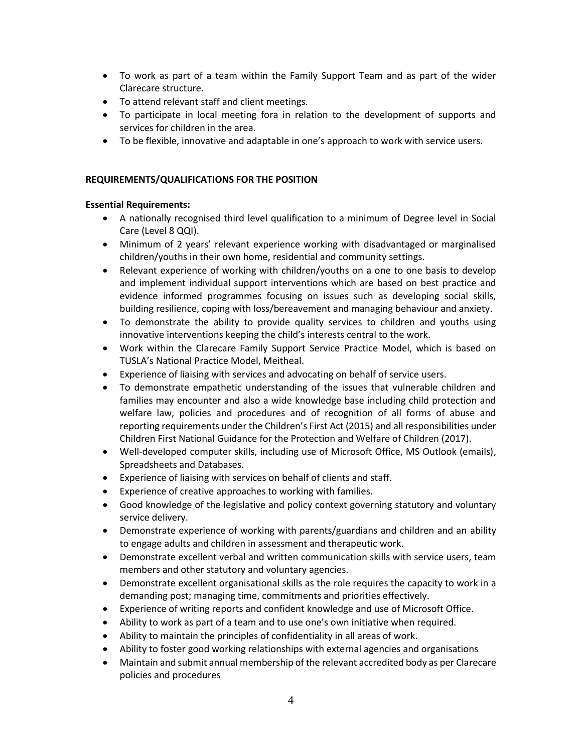- To work as part of a team within the Family Support Team and as part of the wider Clarecare structure.
- To attend relevant staff and client meetings.
- To participate in local meeting fora in relation to the development of supports and services for children in the area.
- To be flexible, innovative and adaptable in one's approach to work with service users.

**REQUIREMENTS/QUALIFICATIONS FOR THE POSITION**

**Essential Requirements:**

- A nationally recognised third level qualification to a minimum of Degree level in Social Care (Level 8 QQI).
- Minimum of 2 years' relevant experience working with disadvantaged or marginalised children/youths in their own home, residential and community settings.
- Relevant experience of working with children/youths on a one to one basis to develop and implement individual support interventions which are based on best practice and evidence informed programmes focusing on issues such as developing social skills, building resilience, coping with loss/bereavement and managing behaviour and anxiety.
- To demonstrate the ability to provide quality services to children and youths using innovative interventions keeping the child's interests central to the work.
- Work within the Clarecare Family Support Service Practice Model, which is based on TUSLA's National Practice Model, Meitheal.
- Experience of liaising with services and advocating on behalf of service users.
- To demonstrate empathetic understanding of the issues that vulnerable children and families may encounter and also a wide knowledge base including child protection and welfare law, policies and procedures and of recognition of all forms of abuse and reporting requirements under the Children's First Act (2015) and all responsibilities under Children First National Guidance for the Protection and Welfare of Children (2017).
- Well-developed computer skills, including use of Microsoft Office, MS Outlook (emails), Spreadsheets and Databases.
- Experience of liaising with services on behalf of clients and staff.
- Experience of creative approaches to working with families.
- Good knowledge of the legislative and policy context governing statutory and voluntary service delivery.
- Demonstrate experience of working with parents/guardians and children and an ability to engage adults and children in assessment and therapeutic work.
- Demonstrate excellent verbal and written communication skills with service users, team members and other statutory and voluntary agencies.
- Demonstrate excellent organisational skills as the role requires the capacity to work in a demanding post; managing time, commitments and priorities effectively.
- Experience of writing reports and confident knowledge and use of Microsoft Office.
- Ability to work as part of a team and to use one's own initiative when required.
- Ability to maintain the principles of confidentiality in all areas of work.
- Ability to foster good working relationships with external agencies and organisations
- Maintain and submit annual membership of the relevant accredited body as per Clarecare policies and procedures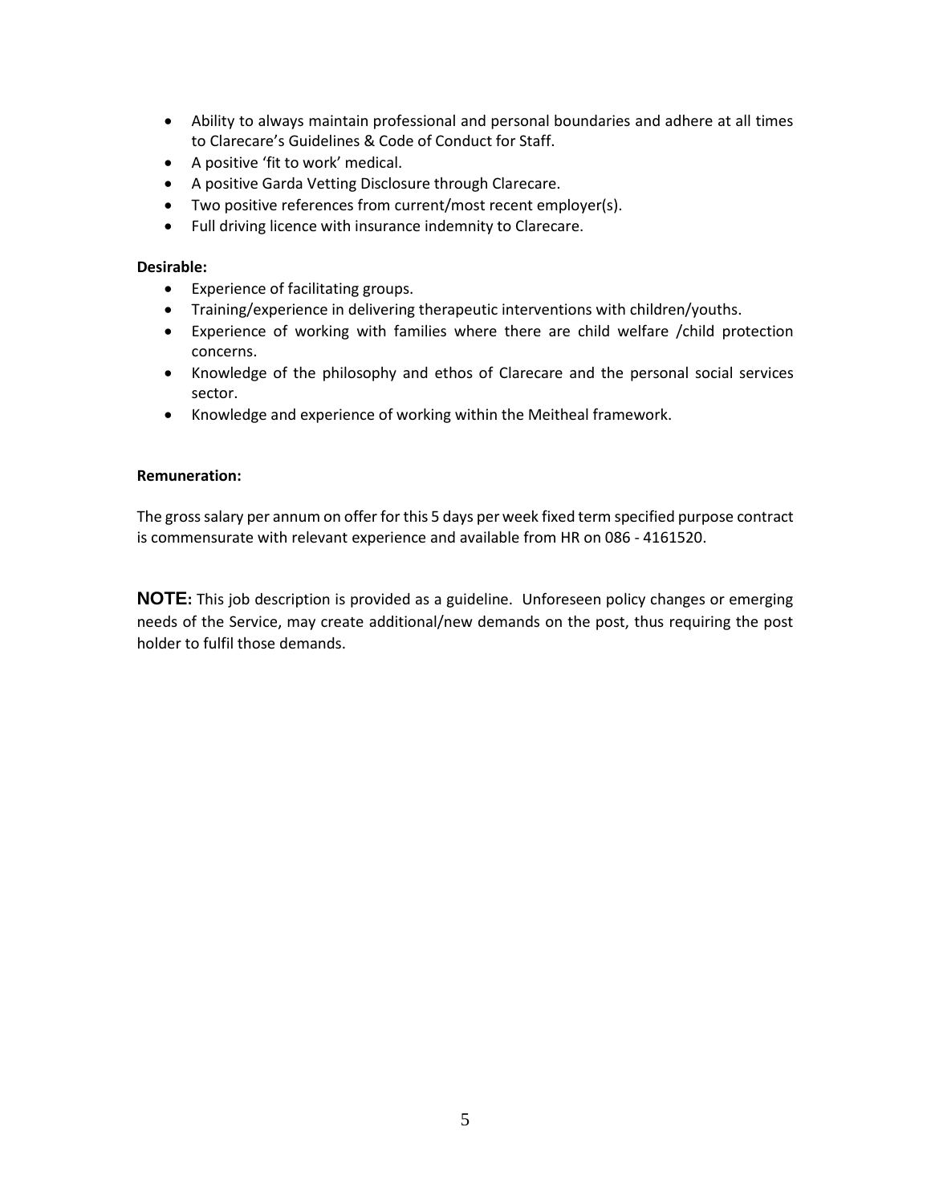- Ability to always maintain professional and personal boundaries and adhere at all times to Clarecare's Guidelines & Code of Conduct for Staff.
- A positive 'fit to work' medical.
- A positive Garda Vetting Disclosure through Clarecare.
- Two positive references from current/most recent employer(s).
- Full driving licence with insurance indemnity to Clarecare.

**Desirable:**

- Experience of facilitating groups.
- Training/experience in delivering therapeutic interventions with children/youths.
- Experience of working with families where there are child welfare /child protection concerns.
- Knowledge of the philosophy and ethos of Clarecare and the personal social services sector.
- Knowledge and experience of working within the Meitheal framework.

**Remuneration:**

The gross salary per annum on offer for this 5 days per week fixed term specified purpose contract is commensurate with relevant experience and available from HR on 086 - 4161520.

**NOTE:** This job description is provided as a guideline. Unforeseen policy changes or emerging needs of the Service, may create additional/new demands on the post, thus requiring the post holder to fulfil those demands.